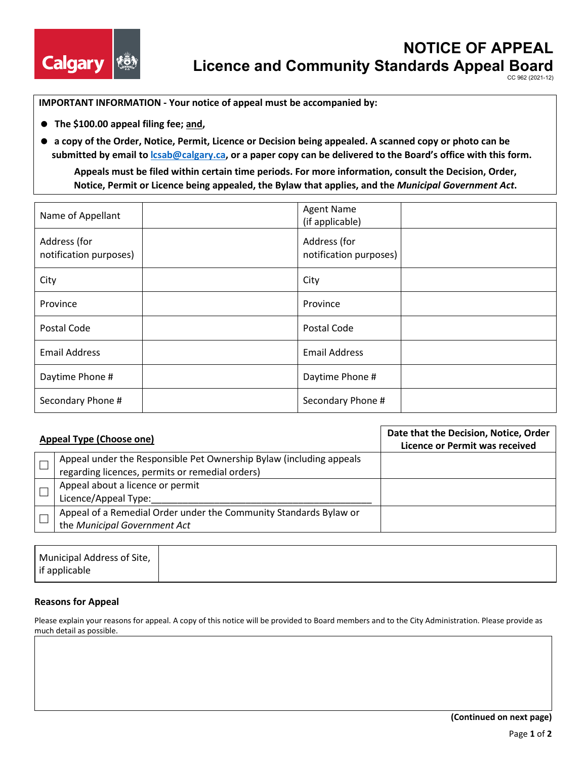# NOTICE OF APPEAL
## Licence and Community Standards Appeal Board

CC 962 (2021-12)

**IMPORTANT INFORMATION - Your notice of appeal must be accompanied by:**

- **The $100.00 appeal filing fee; and,**
- **a copy of the Order, Notice, Permit, Licence or Decision being appealed. A scanned copy or photo can be submitted by email to lcsab@calgary.ca, or a paper copy can be delivered to the Board's office with this form.**

**Appeals must be filed within certain time periods. For more information, consult the Decision, Order, Notice, Permit or Licence being appealed, the Bylaw that applies, and the *Municipal Government Act*.**

| Name of Appellant | | Agent Name (if applicable) | |
|---|---|---|---|
| Address (for notification purposes) | | Address (for notification purposes) | |
| City | | City | |
| Province | | Province | |
| Postal Code | | Postal Code | |
| Email Address | | Email Address | |
| Daytime Phone # | | Daytime Phone # | |
| Secondary Phone # | | Secondary Phone # | |

| | **Appeal Type (Choose one)** | **Date that the Decision, Notice, Order Licence or Permit was received** |
|---|---|---|
| ☐ | Appeal under the Responsible Pet Ownership Bylaw (including appeals regarding licences, permits or remedial orders) | |
| ☐ | Appeal about a licence or permit Licence/Appeal Type:___________________________ | |
| ☐ | Appeal of a Remedial Order under the Community Standards Bylaw or the *Municipal Government Act* | |

| Municipal Address of Site, if applicable | |
|---|---|

**Reasons for Appeal**

Please explain your reasons for appeal. A copy of this notice will be provided to Board members and to the City Administration. Please provide as much detail as possible.

| |
|---|
| |

**(Continued on next page)**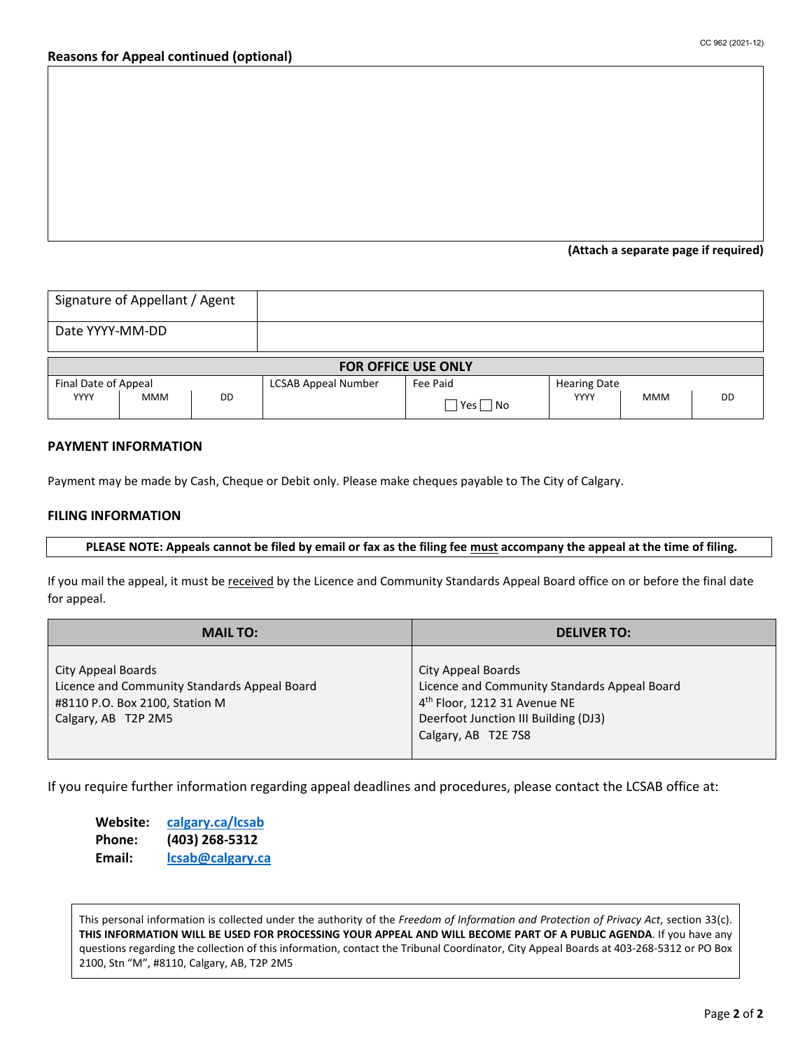**Reasons for Appeal continued (optional)**

| |
|---|
| |

**(Attach a separate page if required)**

| | |
|---|---|
| Signature of Appellant / Agent | |
| Date YYYY-MM-DD | |

| FOR OFFICE USE ONLY | | | | | | | | |
|---|---|---|---|---|---|---|---|---|
| Final Date of Appeal | | | LCSAB Appeal Number | Fee Paid | Hearing Date | | |
| YYYY | MMM | DD | | ☐ Yes ☐ No | YYYY | MMM | DD |

## PAYMENT INFORMATION

Payment may be made by Cash, Cheque or Debit only. Please make cheques payable to The City of Calgary.

## FILING INFORMATION

**PLEASE NOTE: Appeals cannot be filed by email or fax as the filing fee must accompany the appeal at the time of filing.**

If you mail the appeal, it must be received by the Licence and Community Standards Appeal Board office on or before the final date for appeal.

| MAIL TO: | DELIVER TO: |
|---|---|
| City Appeal Boards<br>Licence and Community Standards Appeal Board<br>#8110 P.O. Box 2100, Station M<br>Calgary, AB T2P 2M5 | City Appeal Boards<br>Licence and Community Standards Appeal Board<br>4th Floor, 1212 31 Avenue NE<br>Deerfoot Junction III Building (DJ3)<br>Calgary, AB T2E 7S8 |

If you require further information regarding appeal deadlines and procedures, please contact the LCSAB office at:

**Website:** calgary.ca/lcsab
**Phone:** (403) 268-5312
**Email:** lcsab@calgary.ca

This personal information is collected under the authority of the *Freedom of Information and Protection of Privacy Act*, section 33(c). **THIS INFORMATION WILL BE USED FOR PROCESSING YOUR APPEAL AND WILL BECOME PART OF A PUBLIC AGENDA**. If you have any questions regarding the collection of this information, contact the Tribunal Coordinator, City Appeal Boards at 403-268-5312 or PO Box 2100, Stn "M", #8110, Calgary, AB, T2P 2M5